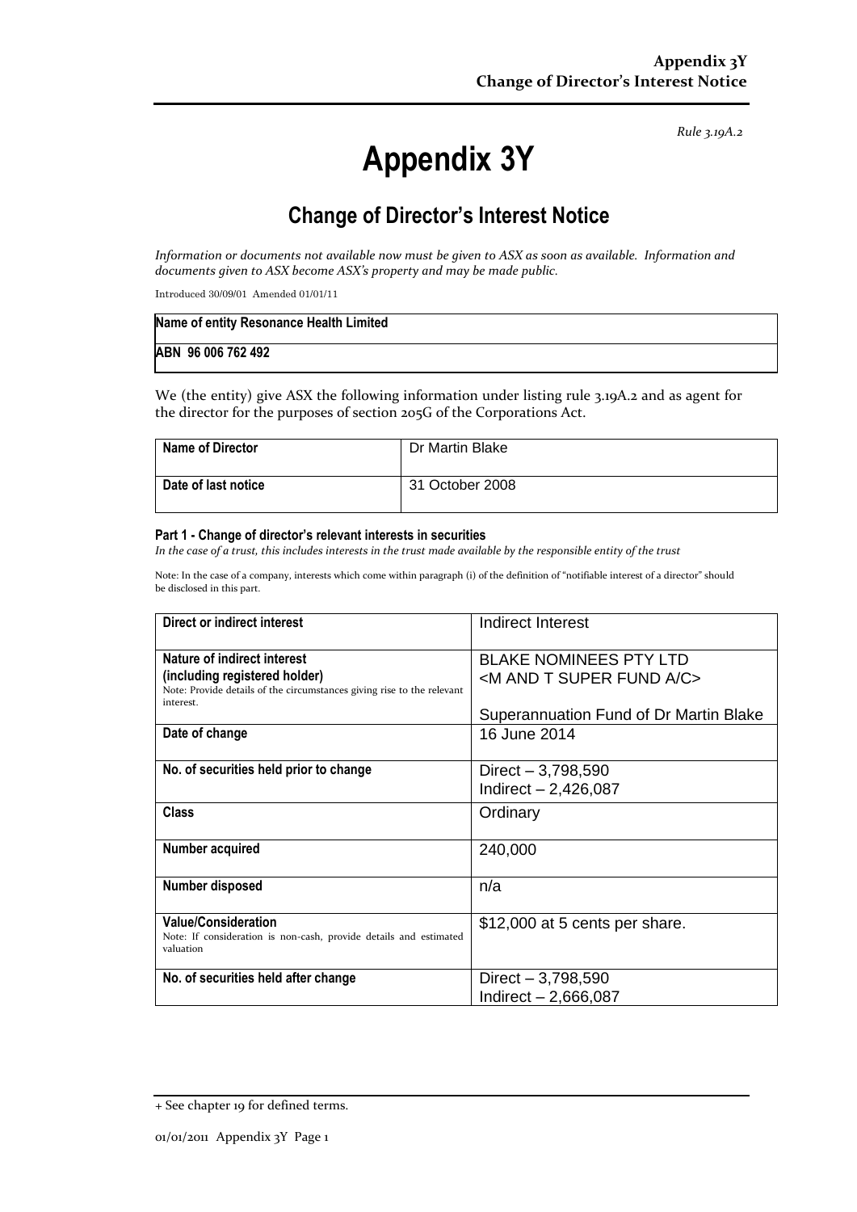*Rule 3.19A.2*

# Appendix 3Y

## Change of Director's Interest Notice

*Information or documents not available now must be given to ASX as soon as available. Information and documents given to ASX become ASX's property and may be made public.*

Introduced 30/09/01 Amended 01/01/11

| **Name of entity Resonance Health Limited** |
|---|
| **ABN 96 006 762 492** |

We (the entity) give ASX the following information under listing rule 3.19A.2 and as agent for the director for the purposes of section 205G of the Corporations Act.

| **Name of Director** | Dr Martin Blake |
|---|---|
| **Date of last notice** | 31 October 2008 |

#### Part 1 - Change of director's relevant interests in securities

*In the case of a trust, this includes interests in the trust made available by the responsible entity of the trust*

Note: In the case of a company, interests which come within paragraph (i) of the definition of "notifiable interest of a director" should be disclosed in this part.

| **Direct or indirect interest** | Indirect Interest |
|---|---|
| **Nature of indirect interest (including registered holder)**<br>Note: Provide details of the circumstances giving rise to the relevant interest. | BLAKE NOMINEES PTY LTD<br><M AND T SUPER FUND A/C><br><br>Superannuation Fund of Dr Martin Blake |
| **Date of change** | 16 June 2014 |
| **No. of securities held prior to change** | Direct – 3,798,590<br>Indirect – 2,426,087 |
| **Class** | Ordinary |
| **Number acquired** | 240,000 |
| **Number disposed** | n/a |
| **Value/Consideration**<br>Note: If consideration is non-cash, provide details and estimated valuation | $12,000 at 5 cents per share. |
| **No. of securities held after change** | Direct – 3,798,590<br>Indirect – 2,666,087 |

+ See chapter 19 for defined terms.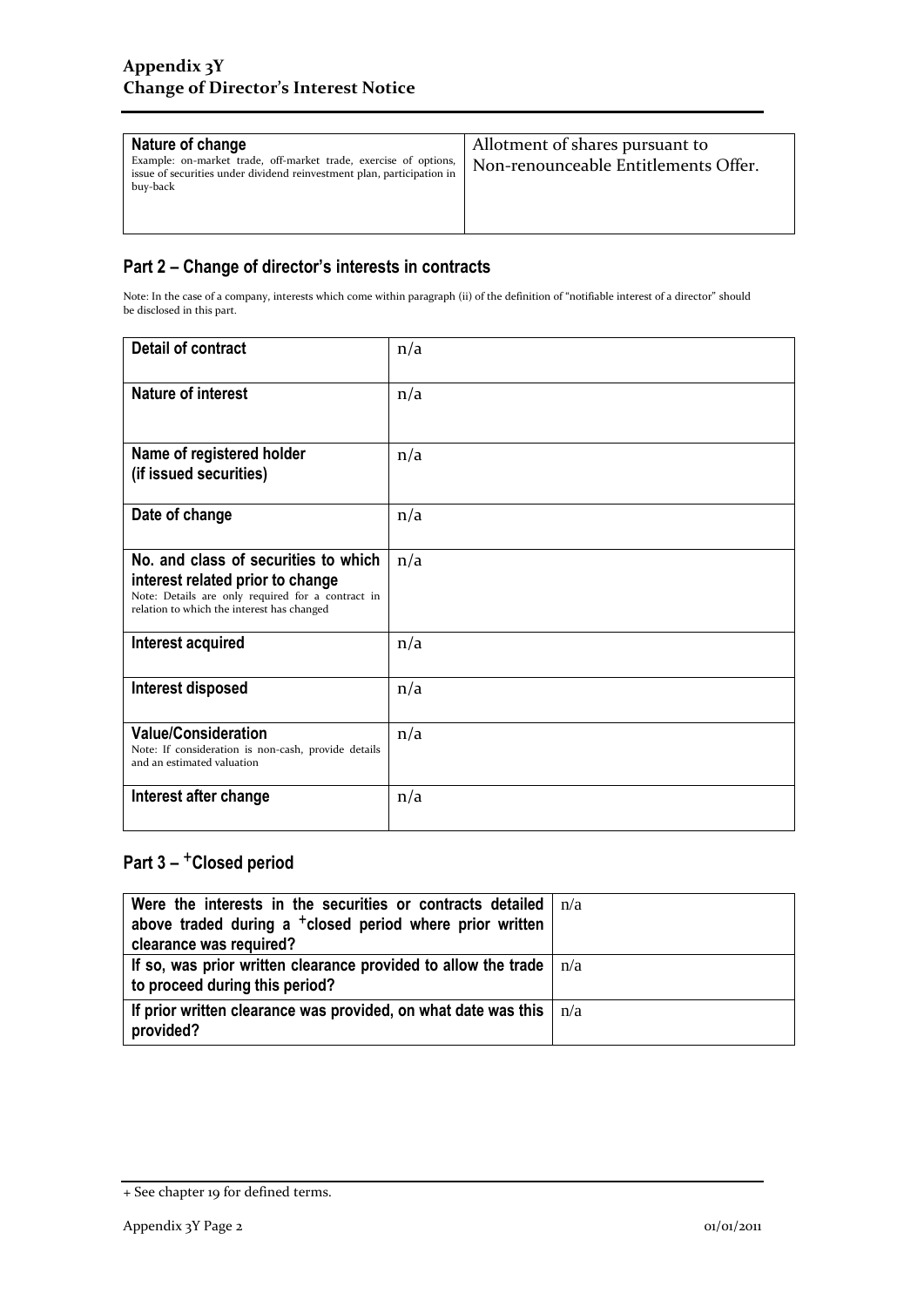| | |
|---|---|
| **Nature of change**<br>Example: on-market trade, off-market trade, exercise of options, issue of securities under dividend reinvestment plan, participation in buy-back | Allotment of shares pursuant to Non-renounceable Entitlements Offer. |

## Part 2 – Change of director's interests in contracts

Note: In the case of a company, interests which come within paragraph (ii) of the definition of "notifiable interest of a director" should be disclosed in this part.

| | |
|---|---|
| **Detail of contract** | n/a |
| **Nature of interest** | n/a |
| **Name of registered holder (if issued securities)** | n/a |
| **Date of change** | n/a |
| **No. and class of securities to which interest related prior to change**<br>Note: Details are only required for a contract in relation to which the interest has changed | n/a |
| **Interest acquired** | n/a |
| **Interest disposed** | n/a |
| **Value/Consideration**<br>Note: If consideration is non-cash, provide details and an estimated valuation | n/a |
| **Interest after change** | n/a |

## Part 3 – +Closed period

| | |
|---|---|
| **Were the interests in the securities or contracts detailed above traded during a +closed period where prior written clearance was required?** | n/a |
| **If so, was prior written clearance provided to allow the trade to proceed during this period?** | n/a |
| **If prior written clearance was provided, on what date was this provided?** | n/a |

+ See chapter 19 for defined terms.